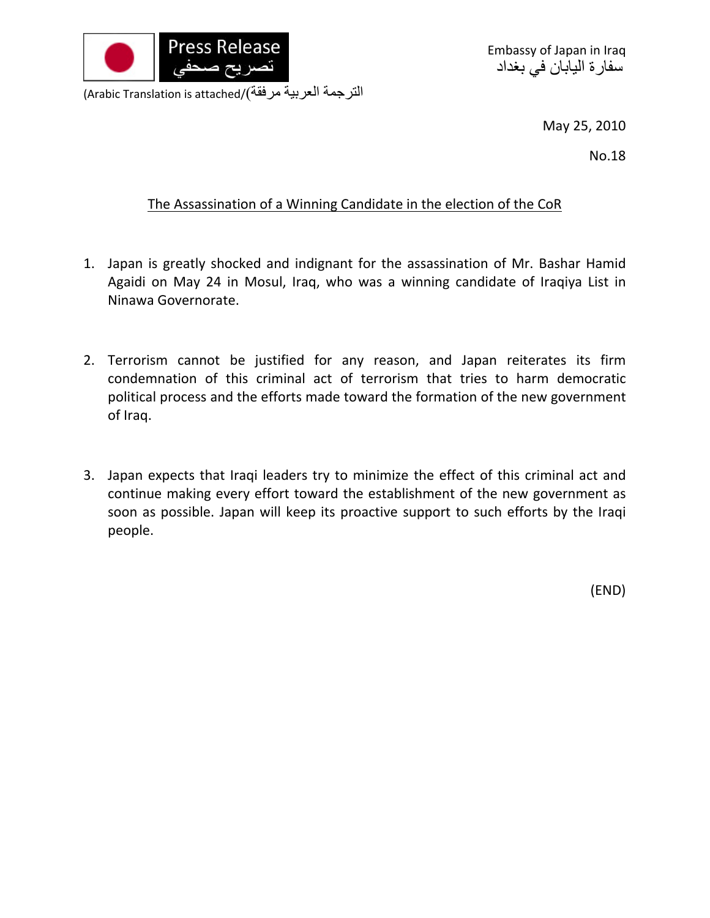Press Release
تصريح صحفي

Embassy of Japan in Iraq
سفارة اليابان في بغداد

(Arabic Translation is attached/الترجمة العربية مرفقة)

May 25, 2010

No.18

## The Assassination of a Winning Candidate in the election of the CoR

1. Japan is greatly shocked and indignant for the assassination of Mr. Bashar Hamid Agaidi on May 24 in Mosul, Iraq, who was a winning candidate of Iraqiya List in Ninawa Governorate.

2. Terrorism cannot be justified for any reason, and Japan reiterates its firm condemnation of this criminal act of terrorism that tries to harm democratic political process and the efforts made toward the formation of the new government of Iraq.

3. Japan expects that Iraqi leaders try to minimize the effect of this criminal act and continue making every effort toward the establishment of the new government as soon as possible. Japan will keep its proactive support to such efforts by the Iraqi people.

(END)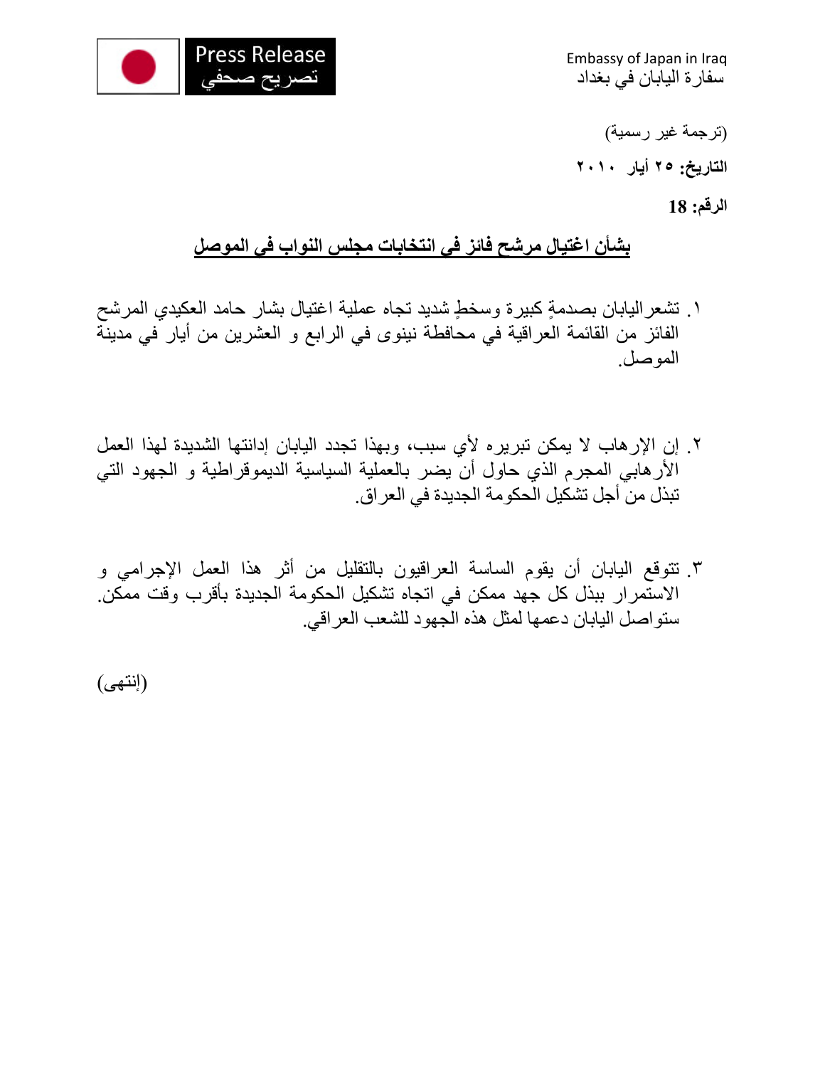Press Release
تصريح صحفي

Embassy of Japan in Iraq
سفارة اليابان في بغداد

(ترجمة غير رسمية)

**التاريخ: ٢٥ أيار ٢٠١٠**

**الرقم: 18**

## بشأن اغتيال مرشح فائز في انتخابات مجلس النواب في الموصل

١. تشعر اليابان بصدمةٍ كبيرة وسخطٍ شديد تجاه عملية اغتيال بشار حامد العكيدي المرشح الفائز من القائمة العراقية في محافظة نينوى في الرابع و العشرين من أيار في مدينة الموصل.

٢. إن الإرهاب لا يمكن تبريره لأي سبب، وبهذا تجدد اليابان إدانتها الشديدة لهذا العمل الأرهابي المجرم الذي حاول أن يضر بالعملية السياسية الديموقراطية و الجهود التي تبذل من أجل تشكيل الحكومة الجديدة في العراق.

٣. تتوقع اليابان أن يقوم الساسة العراقيون بالتقليل من أثر هذا العمل الإجرامي و الاستمرار ببذل كل جهد ممكن في اتجاه تشكيل الحكومة الجديدة بأقرب وقت ممكن. ستواصل اليابان دعمها لمثل هذه الجهود للشعب العراقي.

(إنتهى)